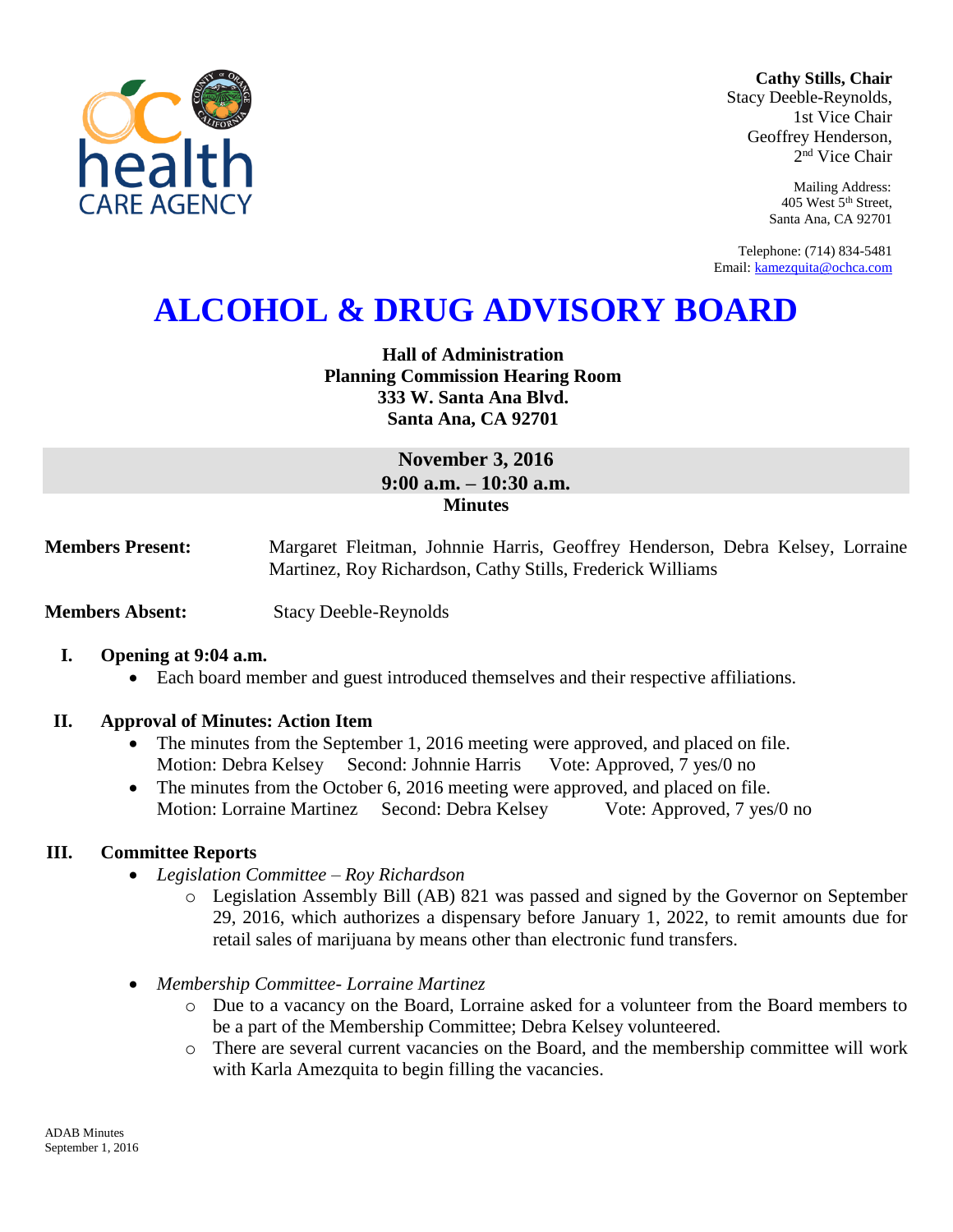Cathy Stills, Chair
Stacy Deeble-Reynolds, 1st Vice Chair
Geoffrey Henderson, 2nd Vice Chair

Mailing Address:
405 West 5th Street,
Santa Ana, CA 92701

Telephone: (714) 834-5481
Email: kamezquita@ochca.com

# ALCOHOL & DRUG ADVISORY BOARD

**Hall of Administration**
**Planning Commission Hearing Room**
**333 W. Santa Ana Blvd.**
**Santa Ana, CA 92701**

**November 3, 2016**
**9:00 a.m. – 10:30 a.m.**
**Minutes**

**Members Present:** Margaret Fleitman, Johnnie Harris, Geoffrey Henderson, Debra Kelsey, Lorraine Martinez, Roy Richardson, Cathy Stills, Frederick Williams

**Members Absent:** Stacy Deeble-Reynolds

## I. Opening at 9:04 a.m.

- Each board member and guest introduced themselves and their respective affiliations.

## II. Approval of Minutes: Action Item

- The minutes from the September 1, 2016 meeting were approved, and placed on file.
  Motion: Debra Kelsey Second: Johnnie Harris Vote: Approved, 7 yes/0 no
- The minutes from the October 6, 2016 meeting were approved, and placed on file.
  Motion: Lorraine Martinez Second: Debra Kelsey Vote: Approved, 7 yes/0 no

## III. Committee Reports

- *Legislation Committee – Roy Richardson*
  - Legislation Assembly Bill (AB) 821 was passed and signed by the Governor on September 29, 2016, which authorizes a dispensary before January 1, 2022, to remit amounts due for retail sales of marijuana by means other than electronic fund transfers.
- *Membership Committee- Lorraine Martinez*
  - Due to a vacancy on the Board, Lorraine asked for a volunteer from the Board members to be a part of the Membership Committee; Debra Kelsey volunteered.
  - There are several current vacancies on the Board, and the membership committee will work with Karla Amezquita to begin filling the vacancies.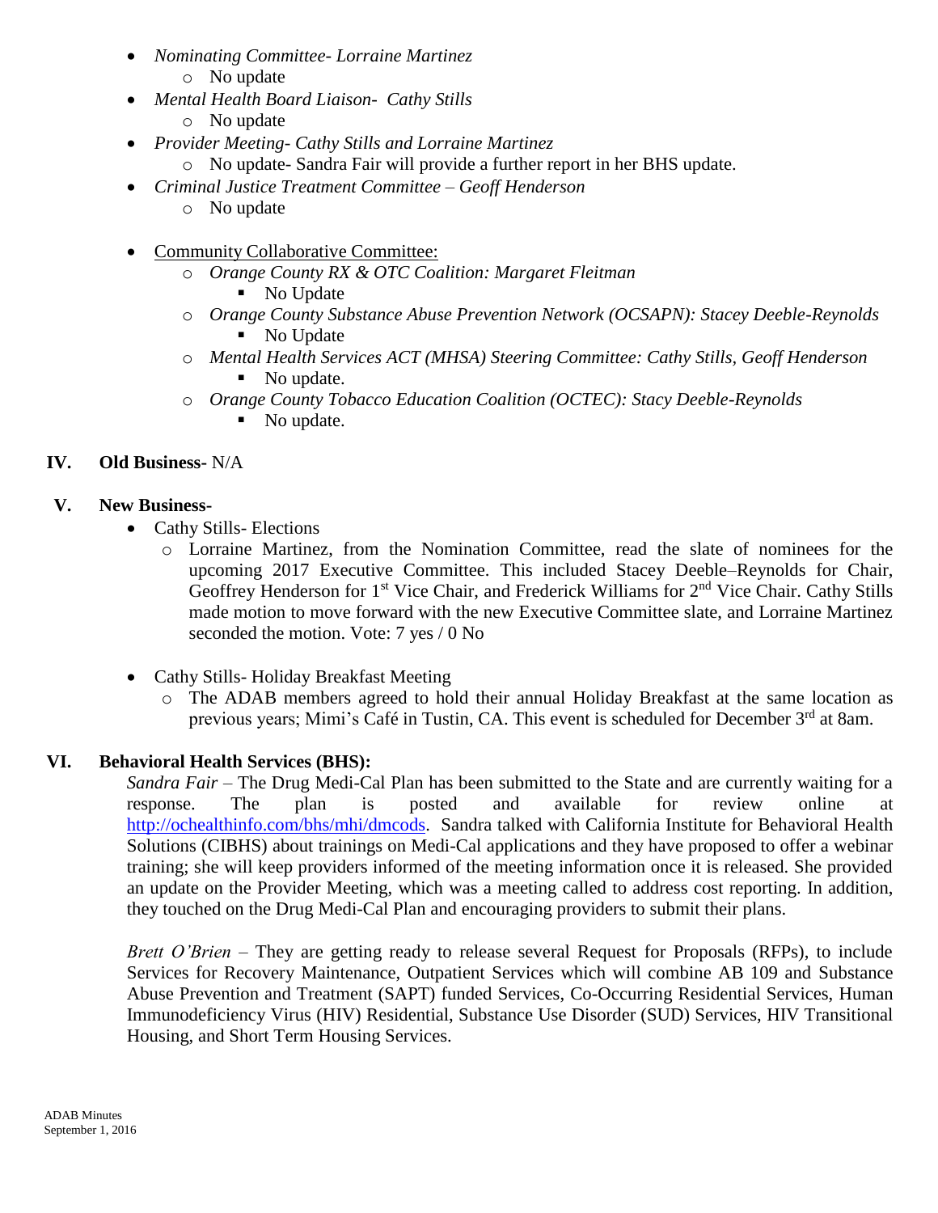- *Nominating Committee- Lorraine Martinez*
  - No update
- *Mental Health Board Liaison- Cathy Stills*
  - No update
- *Provider Meeting- Cathy Stills and Lorraine Martinez*
  - No update- Sandra Fair will provide a further report in her BHS update.
- *Criminal Justice Treatment Committee – Geoff Henderson*
  - No update

- Community Collaborative Committee:
  - *Orange County RX & OTC Coalition: Margaret Fleitman*
    - No Update
  - *Orange County Substance Abuse Prevention Network (OCSAPN): Stacey Deeble-Reynolds*
    - No Update
  - *Mental Health Services ACT (MHSA) Steering Committee: Cathy Stills, Geoff Henderson*
    - No update.
  - *Orange County Tobacco Education Coalition (OCTEC): Stacy Deeble-Reynolds*
    - No update.

**IV. Old Business-** N/A

**V. New Business-**

- Cathy Stills- Elections
  - Lorraine Martinez, from the Nomination Committee, read the slate of nominees for the upcoming 2017 Executive Committee. This included Stacey Deeble–Reynolds for Chair, Geoffrey Henderson for 1st Vice Chair, and Frederick Williams for 2nd Vice Chair. Cathy Stills made motion to move forward with the new Executive Committee slate, and Lorraine Martinez seconded the motion. Vote: 7 yes / 0 No

- Cathy Stills- Holiday Breakfast Meeting
  - The ADAB members agreed to hold their annual Holiday Breakfast at the same location as previous years; Mimi's Café in Tustin, CA. This event is scheduled for December 3rd at 8am.

**VI. Behavioral Health Services (BHS):**

*Sandra Fair* – The Drug Medi-Cal Plan has been submitted to the State and are currently waiting for a response. The plan is posted and available for review online at http://ochealthinfo.com/bhs/mhi/dmcods. Sandra talked with California Institute for Behavioral Health Solutions (CIBHS) about trainings on Medi-Cal applications and they have proposed to offer a webinar training; she will keep providers informed of the meeting information once it is released. She provided an update on the Provider Meeting, which was a meeting called to address cost reporting. In addition, they touched on the Drug Medi-Cal Plan and encouraging providers to submit their plans.

*Brett O'Brien* – They are getting ready to release several Request for Proposals (RFPs), to include Services for Recovery Maintenance, Outpatient Services which will combine AB 109 and Substance Abuse Prevention and Treatment (SAPT) funded Services, Co-Occurring Residential Services, Human Immunodeficiency Virus (HIV) Residential, Substance Use Disorder (SUD) Services, HIV Transitional Housing, and Short Term Housing Services.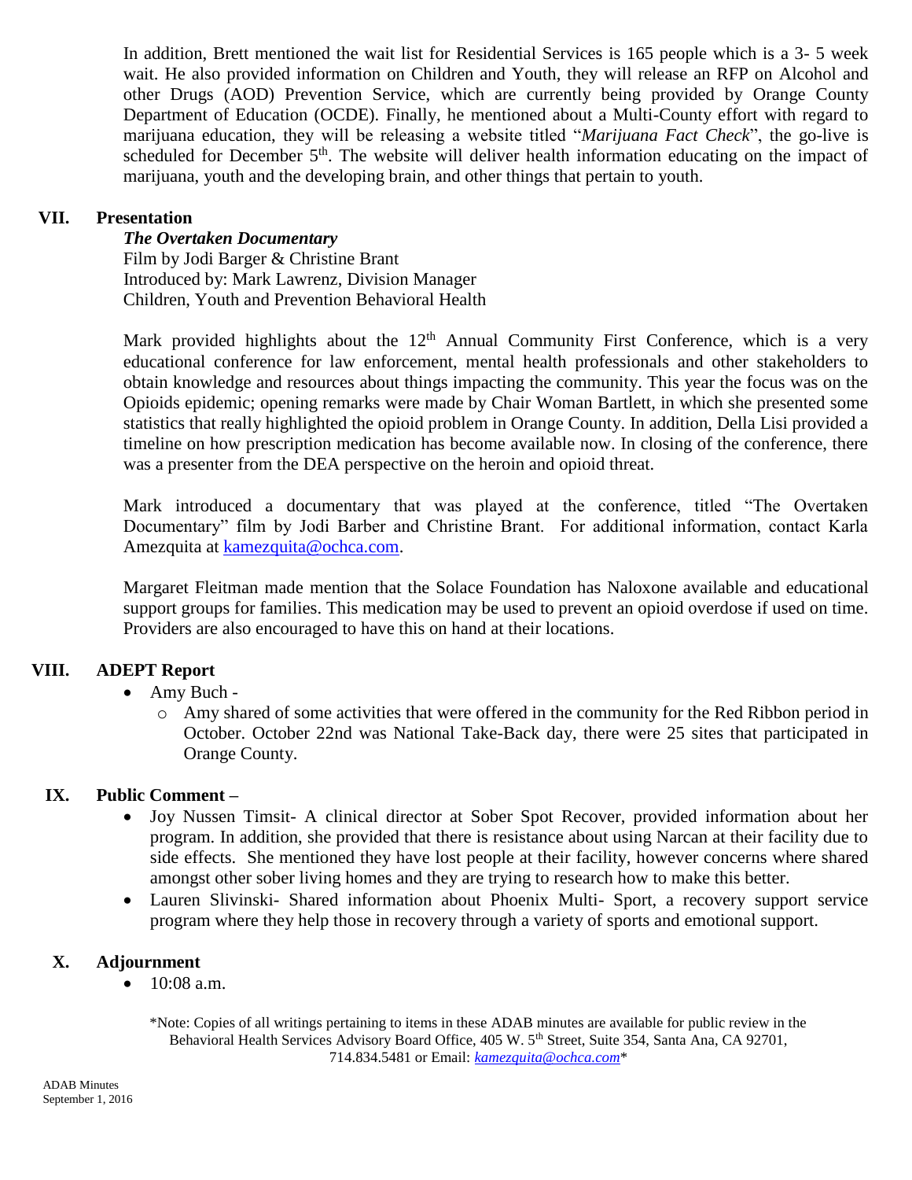In addition, Brett mentioned the wait list for Residential Services is 165 people which is a 3- 5 week wait. He also provided information on Children and Youth, they will release an RFP on Alcohol and other Drugs (AOD) Prevention Service, which are currently being provided by Orange County Department of Education (OCDE). Finally, he mentioned about a Multi-County effort with regard to marijuana education, they will be releasing a website titled "*Marijuana Fact Check*", the go-live is scheduled for December 5th. The website will deliver health information educating on the impact of marijuana, youth and the developing brain, and other things that pertain to youth.

## VII. Presentation

***The Overtaken Documentary***
Film by Jodi Barger & Christine Brant
Introduced by: Mark Lawrenz, Division Manager
Children, Youth and Prevention Behavioral Health

Mark provided highlights about the 12th Annual Community First Conference, which is a very educational conference for law enforcement, mental health professionals and other stakeholders to obtain knowledge and resources about things impacting the community. This year the focus was on the Opioids epidemic; opening remarks were made by Chair Woman Bartlett, in which she presented some statistics that really highlighted the opioid problem in Orange County. In addition, Della Lisi provided a timeline on how prescription medication has become available now. In closing of the conference, there was a presenter from the DEA perspective on the heroin and opioid threat.

Mark introduced a documentary that was played at the conference, titled "The Overtaken Documentary" film by Jodi Barber and Christine Brant. For additional information, contact Karla Amezquita at kamezquita@ochca.com.

Margaret Fleitman made mention that the Solace Foundation has Naloxone available and educational support groups for families. This medication may be used to prevent an opioid overdose if used on time. Providers are also encouraged to have this on hand at their locations.

## VIII. ADEPT Report

- Amy Buch -
  - Amy shared of some activities that were offered in the community for the Red Ribbon period in October. October 22nd was National Take-Back day, there were 25 sites that participated in Orange County.

## IX. Public Comment –

- Joy Nussen Timsit- A clinical director at Sober Spot Recover, provided information about her program. In addition, she provided that there is resistance about using Narcan at their facility due to side effects. She mentioned they have lost people at their facility, however concerns where shared amongst other sober living homes and they are trying to research how to make this better.
- Lauren Slivinski- Shared information about Phoenix Multi- Sport, a recovery support service program where they help those in recovery through a variety of sports and emotional support.

## X. Adjournment

- 10:08 a.m.

\*Note: Copies of all writings pertaining to items in these ADAB minutes are available for public review in the Behavioral Health Services Advisory Board Office, 405 W. 5th Street, Suite 354, Santa Ana, CA 92701, 714.834.5481 or Email: *kamezquita@ochca.com*\*

ADAB Minutes
September 1, 2016